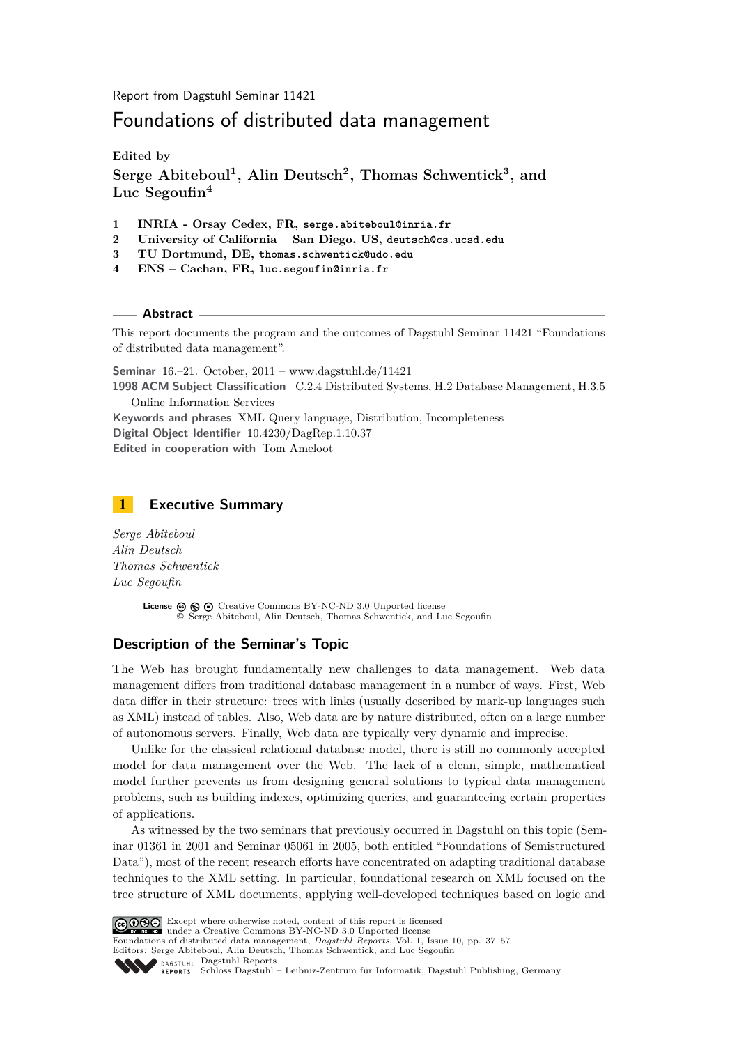Report from Dagstuhl Seminar 11421

# Foundations of distributed data management

**Edited by**
**Serge Abiteboul[1], Alin Deutsch[2], Thomas Schwentick[3], and Luc Segoufin[4]**

1. **INRIA - Orsay Cedex, FR,** serge.abiteboul@inria.fr
2. **University of California – San Diego, US,** deutsch@cs.ucsd.edu
3. **TU Dortmund, DE,** thomas.schwentick@udo.edu
4. **ENS – Cachan, FR,** luc.segoufin@inria.fr

## Abstract

This report documents the program and the outcomes of Dagstuhl Seminar 11421 "Foundations of distributed data management".

**Seminar** 16.–21. October, 2011 – www.dagstuhl.de/11421
**1998 ACM Subject Classification** C.2.4 Distributed Systems, H.2 Database Management, H.3.5 Online Information Services
**Keywords and phrases** XML Query language, Distribution, Incompleteness
**Digital Object Identifier** 10.4230/DagRep.1.10.37
**Edited in cooperation with** Tom Ameloot

## 1 Executive Summary

*Serge Abiteboul*
*Alin Deutsch*
*Thomas Schwentick*
*Luc Segoufin*

License Creative Commons BY-NC-ND 3.0 Unported license
© Serge Abiteboul, Alin Deutsch, Thomas Schwentick, and Luc Segoufin

### Description of the Seminar's Topic

The Web has brought fundamentally new challenges to data management. Web data management differs from traditional database management in a number of ways. First, Web data differ in their structure: trees with links (usually described by mark-up languages such as XML) instead of tables. Also, Web data are by nature distributed, often on a large number of autonomous servers. Finally, Web data are typically very dynamic and imprecise.

Unlike for the classical relational database model, there is still no commonly accepted model for data management over the Web. The lack of a clean, simple, mathematical model further prevents us from designing general solutions to typical data management problems, such as building indexes, optimizing queries, and guaranteeing certain properties of applications.

As witnessed by the two seminars that previously occurred in Dagstuhl on this topic (Seminar 01361 in 2001 and Seminar 05061 in 2005, both entitled "Foundations of Semistructured Data"), most of the recent research efforts have concentrated on adapting traditional database techniques to the XML setting. In particular, foundational research on XML focused on the tree structure of XML documents, applying well-developed techniques based on logic and

Except where otherwise noted, content of this report is licensed under a Creative Commons BY-NC-ND 3.0 Unported license
Foundations of distributed data management, *Dagstuhl Reports*, Vol. 1, Issue 10, pp. 37–57
Editors: Serge Abiteboul, Alin Deutsch, Thomas Schwentick, and Luc Segoufin
Dagstuhl Reports
Schloss Dagstuhl – Leibniz-Zentrum für Informatik, Dagstuhl Publishing, Germany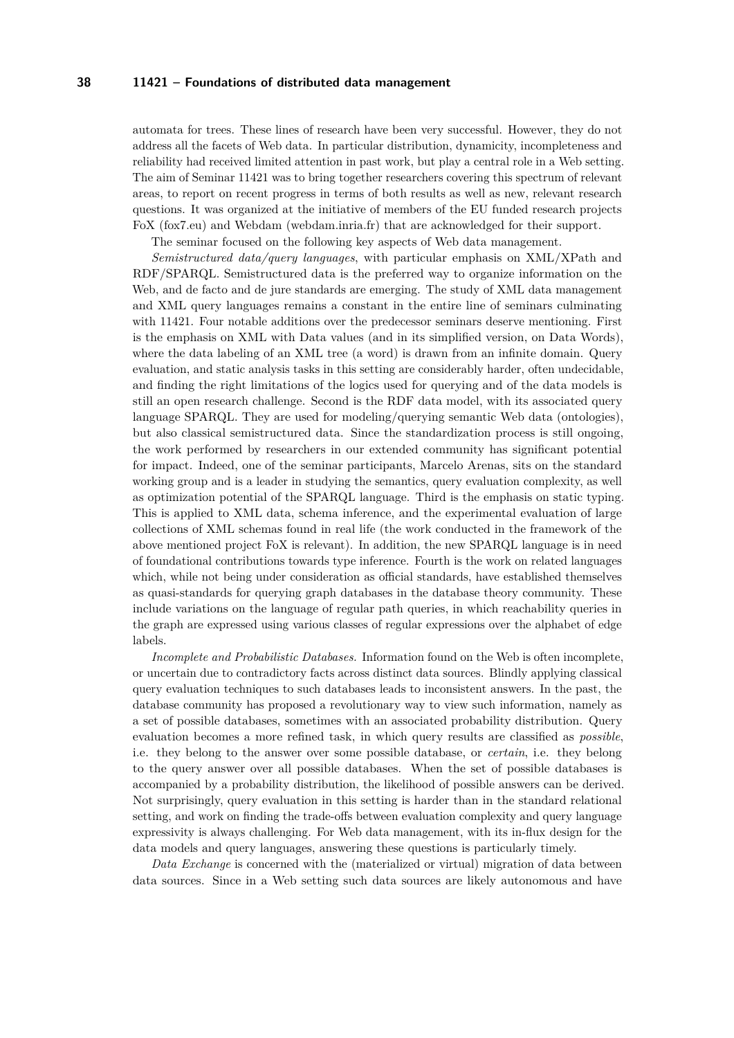automata for trees. These lines of research have been very successful. However, they do not address all the facets of Web data. In particular distribution, dynamicity, incompleteness and reliability had received limited attention in past work, but play a central role in a Web setting. The aim of Seminar 11421 was to bring together researchers covering this spectrum of relevant areas, to report on recent progress in terms of both results as well as new, relevant research questions. It was organized at the initiative of members of the EU funded research projects FoX (fox7.eu) and Webdam (webdam.inria.fr) that are acknowledged for their support.

The seminar focused on the following key aspects of Web data management.

*Semistructured data/query languages*, with particular emphasis on XML/XPath and RDF/SPARQL. Semistructured data is the preferred way to organize information on the Web, and de facto and de jure standards are emerging. The study of XML data management and XML query languages remains a constant in the entire line of seminars culminating with 11421. Four notable additions over the predecessor seminars deserve mentioning. First is the emphasis on XML with Data values (and in its simplified version, on Data Words), where the data labeling of an XML tree (a word) is drawn from an infinite domain. Query evaluation, and static analysis tasks in this setting are considerably harder, often undecidable, and finding the right limitations of the logics used for querying and of the data models is still an open research challenge. Second is the RDF data model, with its associated query language SPARQL. They are used for modeling/querying semantic Web data (ontologies), but also classical semistructured data. Since the standardization process is still ongoing, the work performed by researchers in our extended community has significant potential for impact. Indeed, one of the seminar participants, Marcelo Arenas, sits on the standard working group and is a leader in studying the semantics, query evaluation complexity, as well as optimization potential of the SPARQL language. Third is the emphasis on static typing. This is applied to XML data, schema inference, and the experimental evaluation of large collections of XML schemas found in real life (the work conducted in the framework of the above mentioned project FoX is relevant). In addition, the new SPARQL language is in need of foundational contributions towards type inference. Fourth is the work on related languages which, while not being under consideration as official standards, have established themselves as quasi-standards for querying graph databases in the database theory community. These include variations on the language of regular path queries, in which reachability queries in the graph are expressed using various classes of regular expressions over the alphabet of edge labels.

*Incomplete and Probabilistic Databases.* Information found on the Web is often incomplete, or uncertain due to contradictory facts across distinct data sources. Blindly applying classical query evaluation techniques to such databases leads to inconsistent answers. In the past, the database community has proposed a revolutionary way to view such information, namely as a set of possible databases, sometimes with an associated probability distribution. Query evaluation becomes a more refined task, in which query results are classified as *possible*, i.e. they belong to the answer over some possible database, or *certain*, i.e. they belong to the query answer over all possible databases. When the set of possible databases is accompanied by a probability distribution, the likelihood of possible answers can be derived. Not surprisingly, query evaluation in this setting is harder than in the standard relational setting, and work on finding the trade-offs between evaluation complexity and query language expressivity is always challenging. For Web data management, with its in-flux design for the data models and query languages, answering these questions is particularly timely.

*Data Exchange* is concerned with the (materialized or virtual) migration of data between data sources. Since in a Web setting such data sources are likely autonomous and have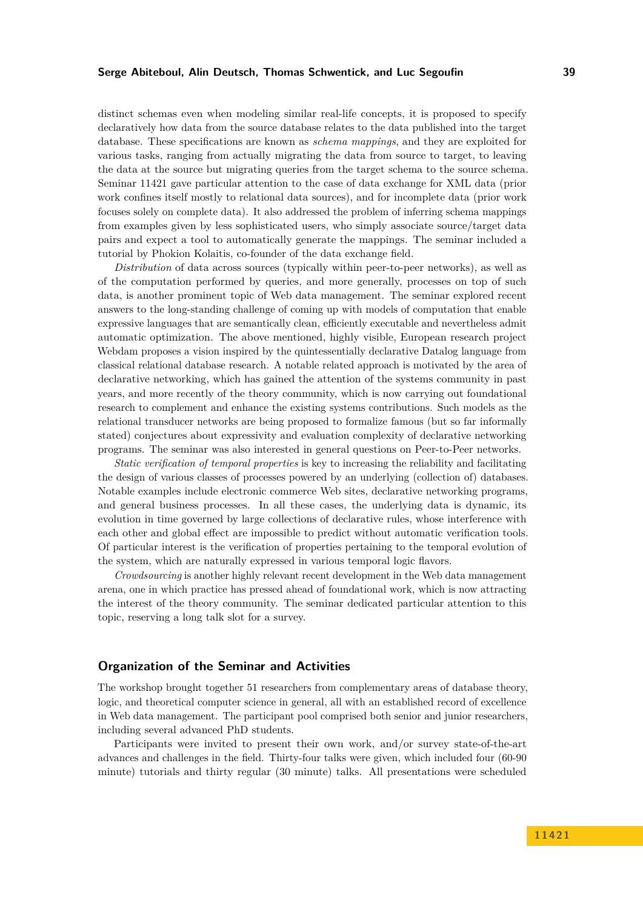distinct schemas even when modeling similar real-life concepts, it is proposed to specify declaratively how data from the source database relates to the data published into the target database. These specifications are known as *schema mappings*, and they are exploited for various tasks, ranging from actually migrating the data from source to target, to leaving the data at the source but migrating queries from the target schema to the source schema. Seminar 11421 gave particular attention to the case of data exchange for XML data (prior work confines itself mostly to relational data sources), and for incomplete data (prior work focuses solely on complete data). It also addressed the problem of inferring schema mappings from examples given by less sophisticated users, who simply associate source/target data pairs and expect a tool to automatically generate the mappings. The seminar included a tutorial by Phokion Kolaitis, co-founder of the data exchange field.

*Distribution* of data across sources (typically within peer-to-peer networks), as well as of the computation performed by queries, and more generally, processes on top of such data, is another prominent topic of Web data management. The seminar explored recent answers to the long-standing challenge of coming up with models of computation that enable expressive languages that are semantically clean, efficiently executable and nevertheless admit automatic optimization. The above mentioned, highly visible, European research project Webdam proposes a vision inspired by the quintessentially declarative Datalog language from classical relational database research. A notable related approach is motivated by the area of declarative networking, which has gained the attention of the systems community in past years, and more recently of the theory community, which is now carrying out foundational research to complement and enhance the existing systems contributions. Such models as the relational transducer networks are being proposed to formalize famous (but so far informally stated) conjectures about expressivity and evaluation complexity of declarative networking programs. The seminar was also interested in general questions on Peer-to-Peer networks.

*Static verification of temporal properties* is key to increasing the reliability and facilitating the design of various classes of processes powered by an underlying (collection of) databases. Notable examples include electronic commerce Web sites, declarative networking programs, and general business processes. In all these cases, the underlying data is dynamic, its evolution in time governed by large collections of declarative rules, whose interference with each other and global effect are impossible to predict without automatic verification tools. Of particular interest is the verification of properties pertaining to the temporal evolution of the system, which are naturally expressed in various temporal logic flavors.

*Crowdsourcing* is another highly relevant recent development in the Web data management arena, one in which practice has pressed ahead of foundational work, which is now attracting the interest of the theory community. The seminar dedicated particular attention to this topic, reserving a long talk slot for a survey.

## Organization of the Seminar and Activities

The workshop brought together 51 researchers from complementary areas of database theory, logic, and theoretical computer science in general, all with an established record of excellence in Web data management. The participant pool comprised both senior and junior researchers, including several advanced PhD students.

Participants were invited to present their own work, and/or survey state-of-the-art advances and challenges in the field. Thirty-four talks were given, which included four (60-90 minute) tutorials and thirty regular (30 minute) talks. All presentations were scheduled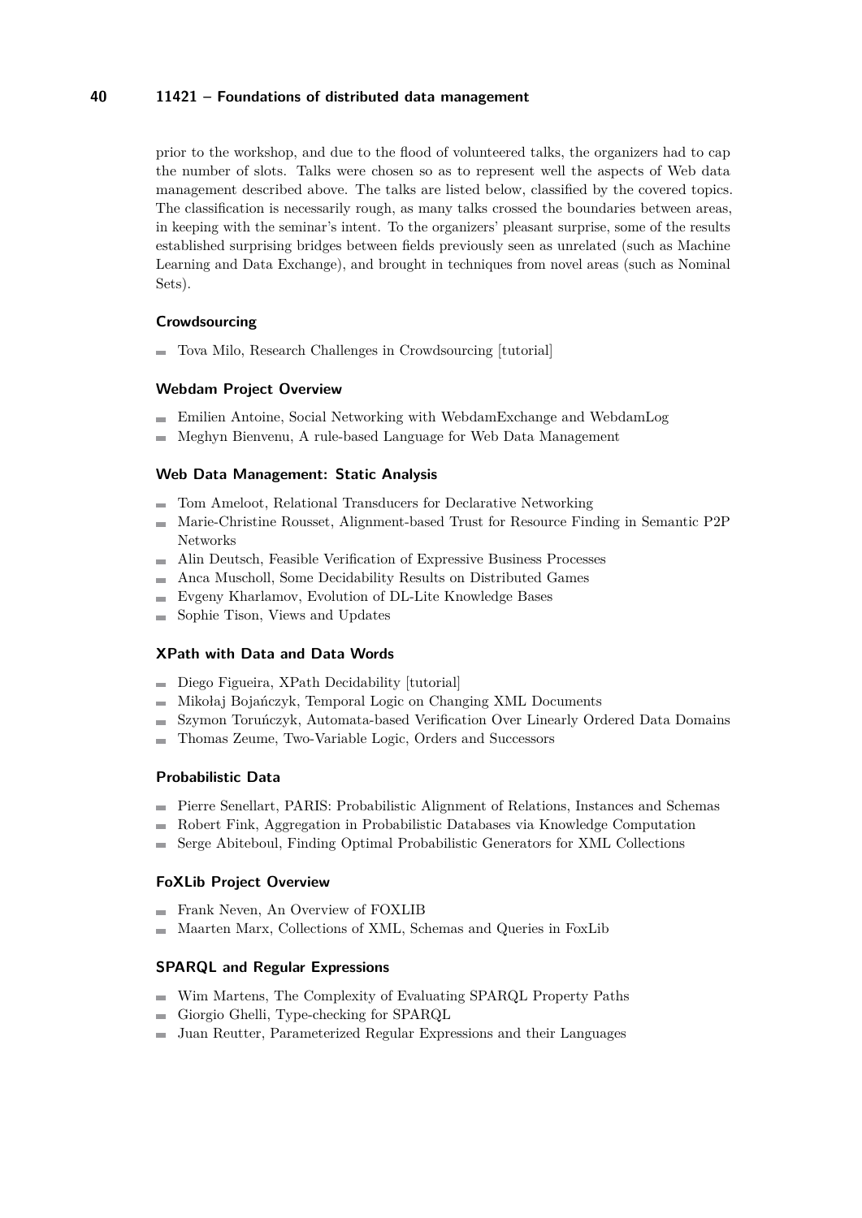prior to the workshop, and due to the flood of volunteered talks, the organizers had to cap the number of slots. Talks were chosen so as to represent well the aspects of Web data management described above. The talks are listed below, classified by the covered topics. The classification is necessarily rough, as many talks crossed the boundaries between areas, in keeping with the seminar's intent. To the organizers' pleasant surprise, some of the results established surprising bridges between fields previously seen as unrelated (such as Machine Learning and Data Exchange), and brought in techniques from novel areas (such as Nominal Sets).

### Crowdsourcing

- Tova Milo, Research Challenges in Crowdsourcing [tutorial]

### Webdam Project Overview

- Emilien Antoine, Social Networking with WebdamExchange and WebdamLog
- Meghyn Bienvenu, A rule-based Language for Web Data Management

### Web Data Management: Static Analysis

- Tom Ameloot, Relational Transducers for Declarative Networking
- Marie-Christine Rousset, Alignment-based Trust for Resource Finding in Semantic P2P Networks
- Alin Deutsch, Feasible Verification of Expressive Business Processes
- Anca Muscholl, Some Decidability Results on Distributed Games
- Evgeny Kharlamov, Evolution of DL-Lite Knowledge Bases
- Sophie Tison, Views and Updates

### XPath with Data and Data Words

- Diego Figueira, XPath Decidability [tutorial]
- Mikołaj Bojańczyk, Temporal Logic on Changing XML Documents
- Szymon Toruńczyk, Automata-based Verification Over Linearly Ordered Data Domains
- Thomas Zeume, Two-Variable Logic, Orders and Successors

### Probabilistic Data

- Pierre Senellart, PARIS: Probabilistic Alignment of Relations, Instances and Schemas
- Robert Fink, Aggregation in Probabilistic Databases via Knowledge Computation
- Serge Abiteboul, Finding Optimal Probabilistic Generators for XML Collections

### FoXLib Project Overview

- Frank Neven, An Overview of FOXLIB
- Maarten Marx, Collections of XML, Schemas and Queries in FoxLib

### SPARQL and Regular Expressions

- Wim Martens, The Complexity of Evaluating SPARQL Property Paths
- Giorgio Ghelli, Type-checking for SPARQL
- Juan Reutter, Parameterized Regular Expressions and their Languages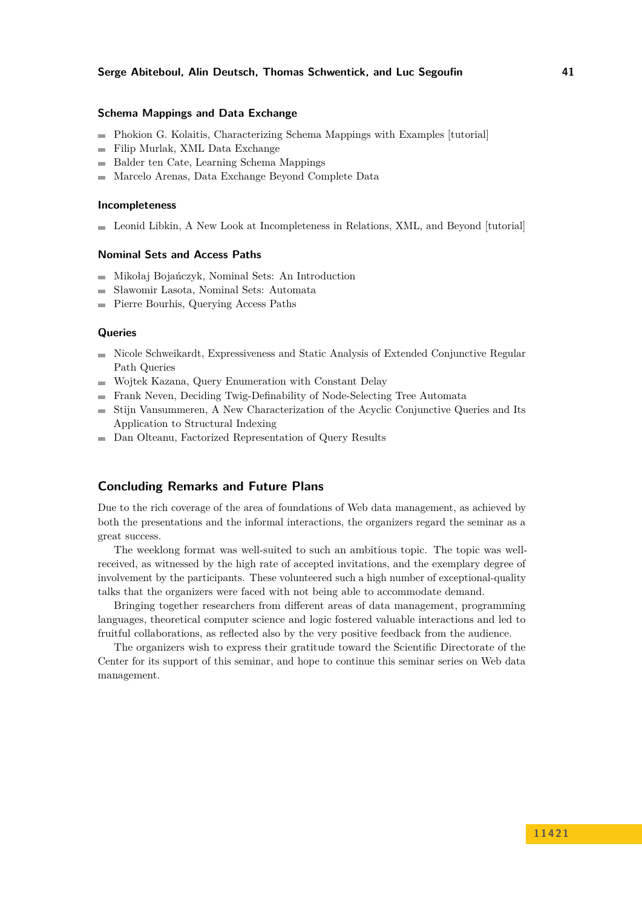### Schema Mappings and Data Exchange

- Phokion G. Kolaitis, Characterizing Schema Mappings with Examples [tutorial]
- Filip Murlak, XML Data Exchange
- Balder ten Cate, Learning Schema Mappings
- Marcelo Arenas, Data Exchange Beyond Complete Data

### Incompleteness

- Leonid Libkin, A New Look at Incompleteness in Relations, XML, and Beyond [tutorial]

### Nominal Sets and Access Paths

- Mikołaj Bojańczyk, Nominal Sets: An Introduction
- Sławomir Lasota, Nominal Sets: Automata
- Pierre Bourhis, Querying Access Paths

### Queries

- Nicole Schweikardt, Expressiveness and Static Analysis of Extended Conjunctive Regular Path Queries
- Wojtek Kazana, Query Enumeration with Constant Delay
- Frank Neven, Deciding Twig-Definability of Node-Selecting Tree Automata
- Stijn Vansummeren, A New Characterization of the Acyclic Conjunctive Queries and Its Application to Structural Indexing
- Dan Olteanu, Factorized Representation of Query Results

## Concluding Remarks and Future Plans

Due to the rich coverage of the area of foundations of Web data management, as achieved by both the presentations and the informal interactions, the organizers regard the seminar as a great success.

The weeklong format was well-suited to such an ambitious topic. The topic was well-received, as witnessed by the high rate of accepted invitations, and the exemplary degree of involvement by the participants. These volunteered such a high number of exceptional-quality talks that the organizers were faced with not being able to accommodate demand.

Bringing together researchers from different areas of data management, programming languages, theoretical computer science and logic fostered valuable interactions and led to fruitful collaborations, as reflected also by the very positive feedback from the audience.

The organizers wish to express their gratitude toward the Scientific Directorate of the Center for its support of this seminar, and hope to continue this seminar series on Web data management.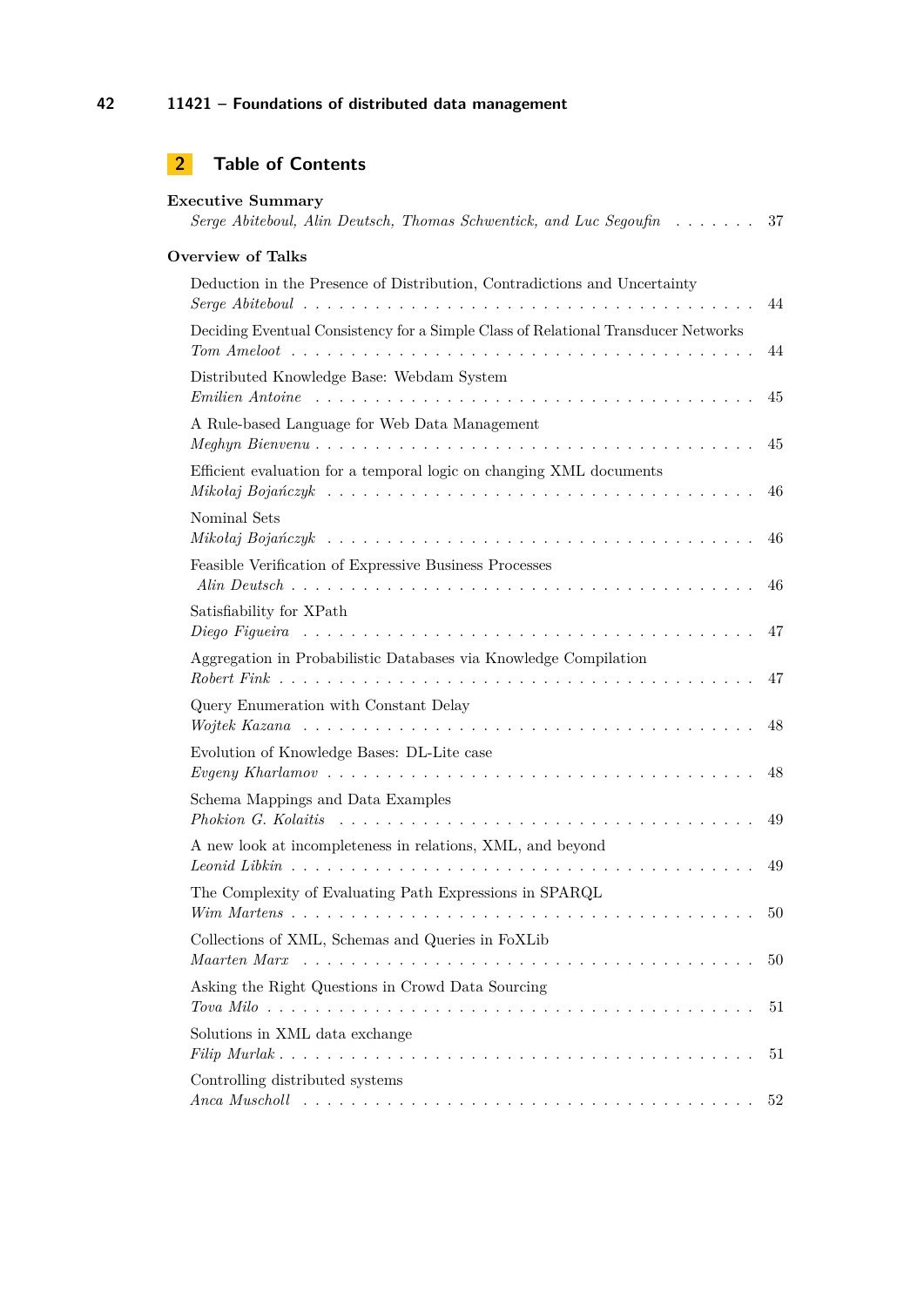## 2 Table of Contents

**Executive Summary**

*Serge Abiteboul, Alin Deutsch, Thomas Schwentick, and Luc Segoufin* . . . . . . . 37

**Overview of Talks**

Deduction in the Presence of Distribution, Contradictions and Uncertainty
*Serge Abiteboul* . . . . . . . . . . . . . . . . . . . . . . . . . . . . . . . . . 44

Deciding Eventual Consistency for a Simple Class of Relational Transducer Networks
*Tom Ameloot* . . . . . . . . . . . . . . . . . . . . . . . . . . . . . . . . . 44

Distributed Knowledge Base: Webdam System
*Emilien Antoine* . . . . . . . . . . . . . . . . . . . . . . . . . . . . . . . . 45

A Rule-based Language for Web Data Management
*Meghyn Bienvenu* . . . . . . . . . . . . . . . . . . . . . . . . . . . . . . . 45

Efficient evaluation for a temporal logic on changing XML documents
*Mikołaj Bojańczyk* . . . . . . . . . . . . . . . . . . . . . . . . . . . . . . . 46

Nominal Sets
*Mikołaj Bojańczyk* . . . . . . . . . . . . . . . . . . . . . . . . . . . . . . . 46

Feasible Verification of Expressive Business Processes
*Alin Deutsch* . . . . . . . . . . . . . . . . . . . . . . . . . . . . . . . . . . 46

Satisfiability for XPath
*Diego Figueira* . . . . . . . . . . . . . . . . . . . . . . . . . . . . . . . . . 47

Aggregation in Probabilistic Databases via Knowledge Compilation
*Robert Fink* . . . . . . . . . . . . . . . . . . . . . . . . . . . . . . . . . . 47

Query Enumeration with Constant Delay
*Wojtek Kazana* . . . . . . . . . . . . . . . . . . . . . . . . . . . . . . . . . 48

Evolution of Knowledge Bases: DL-Lite case
*Evgeny Kharlamov* . . . . . . . . . . . . . . . . . . . . . . . . . . . . . . . 48

Schema Mappings and Data Examples
*Phokion G. Kolaitis* . . . . . . . . . . . . . . . . . . . . . . . . . . . . . . 49

A new look at incompleteness in relations, XML, and beyond
*Leonid Libkin* . . . . . . . . . . . . . . . . . . . . . . . . . . . . . . . . . 49

The Complexity of Evaluating Path Expressions in SPARQL
*Wim Martens* . . . . . . . . . . . . . . . . . . . . . . . . . . . . . . . . . 50

Collections of XML, Schemas and Queries in FoXLib
*Maarten Marx* . . . . . . . . . . . . . . . . . . . . . . . . . . . . . . . . . 50

Asking the Right Questions in Crowd Data Sourcing
*Tova Milo* . . . . . . . . . . . . . . . . . . . . . . . . . . . . . . . . . . . 51

Solutions in XML data exchange
*Filip Murlak* . . . . . . . . . . . . . . . . . . . . . . . . . . . . . . . . . . 51

Controlling distributed systems
*Anca Muscholl* . . . . . . . . . . . . . . . . . . . . . . . . . . . . . . . . . 52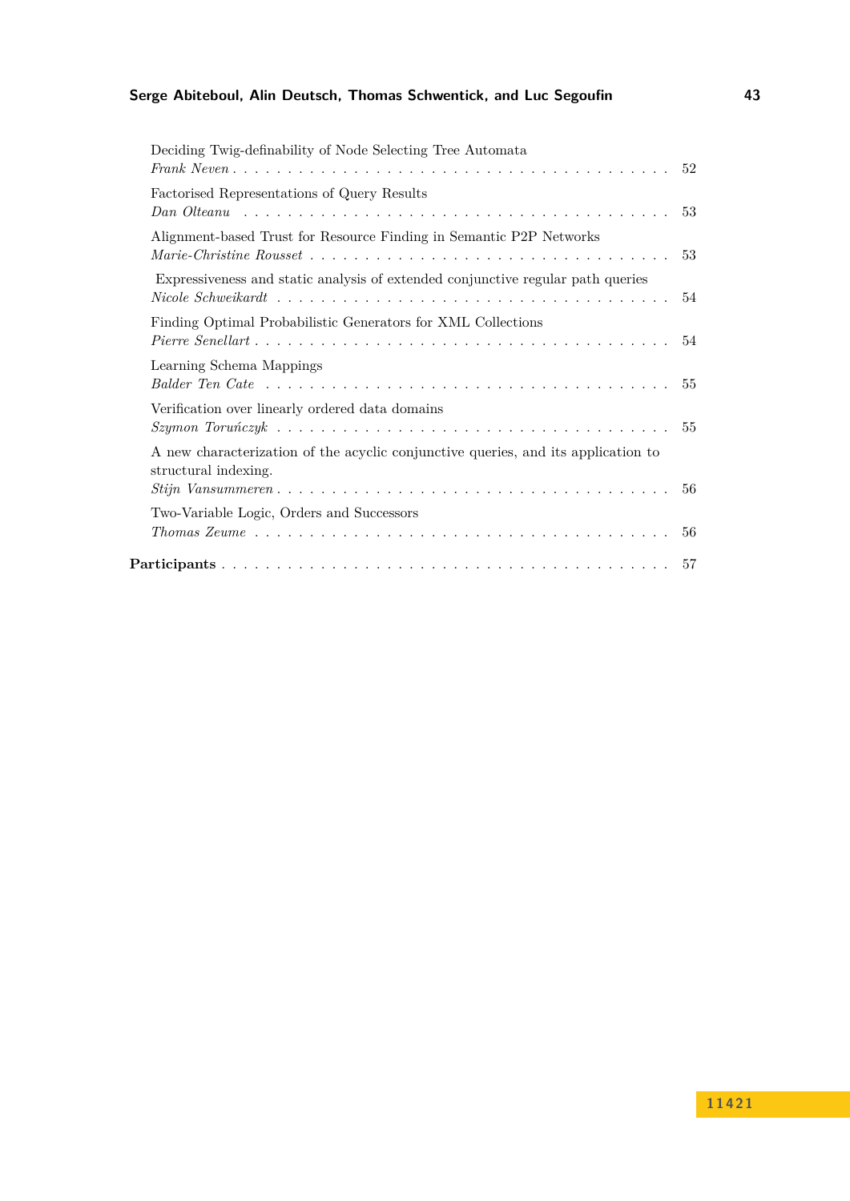Deciding Twig-definability of Node Selecting Tree Automata
*Frank Neven* . . . . . . . . . . . . . . . . . . . . . . . . . . . . . . . . . . . . . . 52

Factorised Representations of Query Results
*Dan Olteanu* . . . . . . . . . . . . . . . . . . . . . . . . . . . . . . . . . . . . . . 53

Alignment-based Trust for Resource Finding in Semantic P2P Networks
*Marie-Christine Rousset* . . . . . . . . . . . . . . . . . . . . . . . . . . . . . . . 53

Expressiveness and static analysis of extended conjunctive regular path queries
*Nicole Schweikardt* . . . . . . . . . . . . . . . . . . . . . . . . . . . . . . . . . 54

Finding Optimal Probabilistic Generators for XML Collections
*Pierre Senellart* . . . . . . . . . . . . . . . . . . . . . . . . . . . . . . . . . . . 54

Learning Schema Mappings
*Balder Ten Cate* . . . . . . . . . . . . . . . . . . . . . . . . . . . . . . . . . . . 55

Verification over linearly ordered data domains
*Szymon Toruńczyk* . . . . . . . . . . . . . . . . . . . . . . . . . . . . . . . . . . 55

A new characterization of the acyclic conjunctive queries, and its application to structural indexing.
*Stijn Vansummeren* . . . . . . . . . . . . . . . . . . . . . . . . . . . . . . . . . . 56

Two-Variable Logic, Orders and Successors
*Thomas Zeume* . . . . . . . . . . . . . . . . . . . . . . . . . . . . . . . . . . . . . 56

**Participants** . . . . . . . . . . . . . . . . . . . . . . . . . . . . . . . . . . . . . . . 57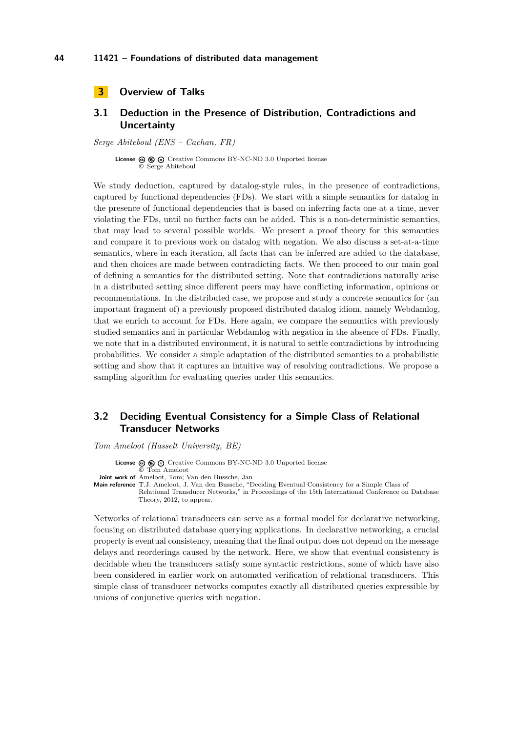# 3 Overview of Talks

## 3.1 Deduction in the Presence of Distribution, Contradictions and Uncertainty

*Serge Abiteboul (ENS – Cachan, FR)*

**License** Creative Commons BY-NC-ND 3.0 Unported license
© Serge Abiteboul

We study deduction, captured by datalog-style rules, in the presence of contradictions, captured by functional dependencies (FDs). We start with a simple semantics for datalog in the presence of functional dependencies that is based on inferring facts one at a time, never violating the FDs, until no further facts can be added. This is a non-deterministic semantics, that may lead to several possible worlds. We present a proof theory for this semantics and compare it to previous work on datalog with negation. We also discuss a set-at-a-time semantics, where in each iteration, all facts that can be inferred are added to the database, and then choices are made between contradicting facts. We then proceed to our main goal of defining a semantics for the distributed setting. Note that contradictions naturally arise in a distributed setting since different peers may have conflicting information, opinions or recommendations. In the distributed case, we propose and study a concrete semantics for (an important fragment of) a previously proposed distributed datalog idiom, namely Webdamlog, that we enrich to account for FDs. Here again, we compare the semantics with previously studied semantics and in particular Webdamlog with negation in the absence of FDs. Finally, we note that in a distributed environment, it is natural to settle contradictions by introducing probabilities. We consider a simple adaptation of the distributed semantics to a probabilistic setting and show that it captures an intuitive way of resolving contradictions. We propose a sampling algorithm for evaluating queries under this semantics.

## 3.2 Deciding Eventual Consistency for a Simple Class of Relational Transducer Networks

*Tom Ameloot (Hasselt University, BE)*

**License** Creative Commons BY-NC-ND 3.0 Unported license
© Tom Ameloot
**Joint work of** Ameloot, Tom; Van den Bussche, Jan
**Main reference** T.J. Ameloot, J. Van den Bussche, "Deciding Eventual Consistency for a Simple Class of Relational Transducer Networks," in Proceedings of the 15th International Conference on Database Theory, 2012, to appear.

Networks of relational transducers can serve as a formal model for declarative networking, focusing on distributed database querying applications. In declarative networking, a crucial property is eventual consistency, meaning that the final output does not depend on the message delays and reorderings caused by the network. Here, we show that eventual consistency is decidable when the transducers satisfy some syntactic restrictions, some of which have also been considered in earlier work on automated verification of relational transducers. This simple class of transducer networks computes exactly all distributed queries expressible by unions of conjunctive queries with negation.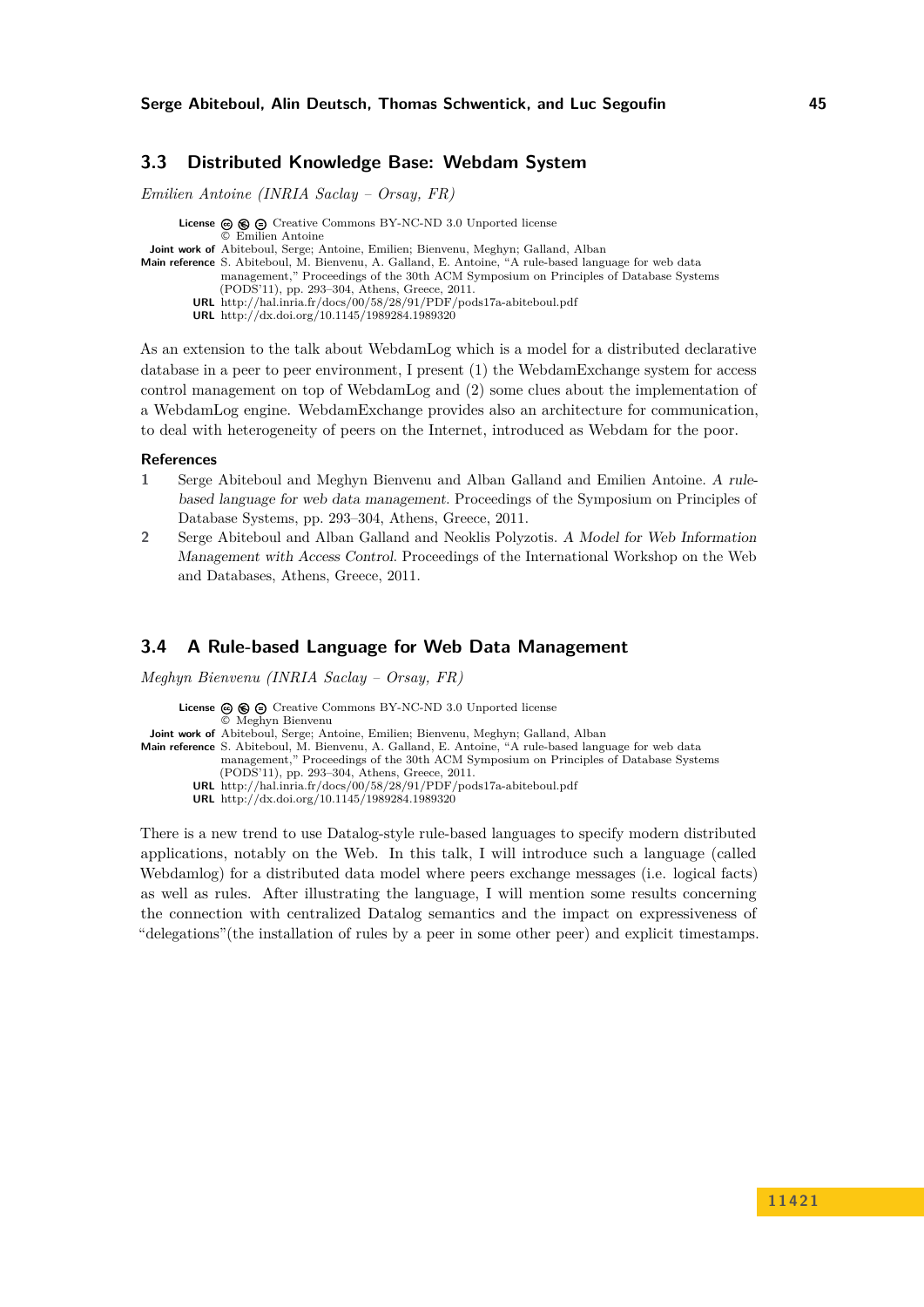## 3.3 Distributed Knowledge Base: Webdam System

*Emilien Antoine (INRIA Saclay – Orsay, FR)*

**License** Creative Commons BY-NC-ND 3.0 Unported license
© Emilien Antoine
**Joint work of** Abiteboul, Serge; Antoine, Emilien; Bienvenu, Meghyn; Galland, Alban
**Main reference** S. Abiteboul, M. Bienvenu, A. Galland, E. Antoine, "A rule-based language for web data management," Proceedings of the 30th ACM Symposium on Principles of Database Systems (PODS'11), pp. 293–304, Athens, Greece, 2011.
**URL** http://hal.inria.fr/docs/00/58/28/91/PDF/pods17a-abiteboul.pdf
**URL** http://dx.doi.org/10.1145/1989284.1989320

As an extension to the talk about WebdamLog which is a model for a distributed declarative database in a peer to peer environment, I present (1) the WebdamExchange system for access control management on top of WebdamLog and (2) some clues about the implementation of a WebdamLog engine. WebdamExchange provides also an architecture for communication, to deal with heterogeneity of peers on the Internet, introduced as Webdam for the poor.

### References

1. Serge Abiteboul and Meghyn Bienvenu and Alban Galland and Emilien Antoine. *A rule-based language for web data management*. Proceedings of the Symposium on Principles of Database Systems, pp. 293–304, Athens, Greece, 2011.
2. Serge Abiteboul and Alban Galland and Neoklis Polyzotis. *A Model for Web Information Management with Access Control*. Proceedings of the International Workshop on the Web and Databases, Athens, Greece, 2011.

## 3.4 A Rule-based Language for Web Data Management

*Meghyn Bienvenu (INRIA Saclay – Orsay, FR)*

**License** Creative Commons BY-NC-ND 3.0 Unported license
© Meghyn Bienvenu
**Joint work of** Abiteboul, Serge; Antoine, Emilien; Bienvenu, Meghyn; Galland, Alban
**Main reference** S. Abiteboul, M. Bienvenu, A. Galland, E. Antoine, "A rule-based language for web data management," Proceedings of the 30th ACM Symposium on Principles of Database Systems (PODS'11), pp. 293–304, Athens, Greece, 2011.
**URL** http://hal.inria.fr/docs/00/58/28/91/PDF/pods17a-abiteboul.pdf
**URL** http://dx.doi.org/10.1145/1989284.1989320

There is a new trend to use Datalog-style rule-based languages to specify modern distributed applications, notably on the Web. In this talk, I will introduce such a language (called Webdamlog) for a distributed data model where peers exchange messages (i.e. logical facts) as well as rules. After illustrating the language, I will mention some results concerning the connection with centralized Datalog semantics and the impact on expressiveness of "delegations"(the installation of rules by a peer in some other peer) and explicit timestamps.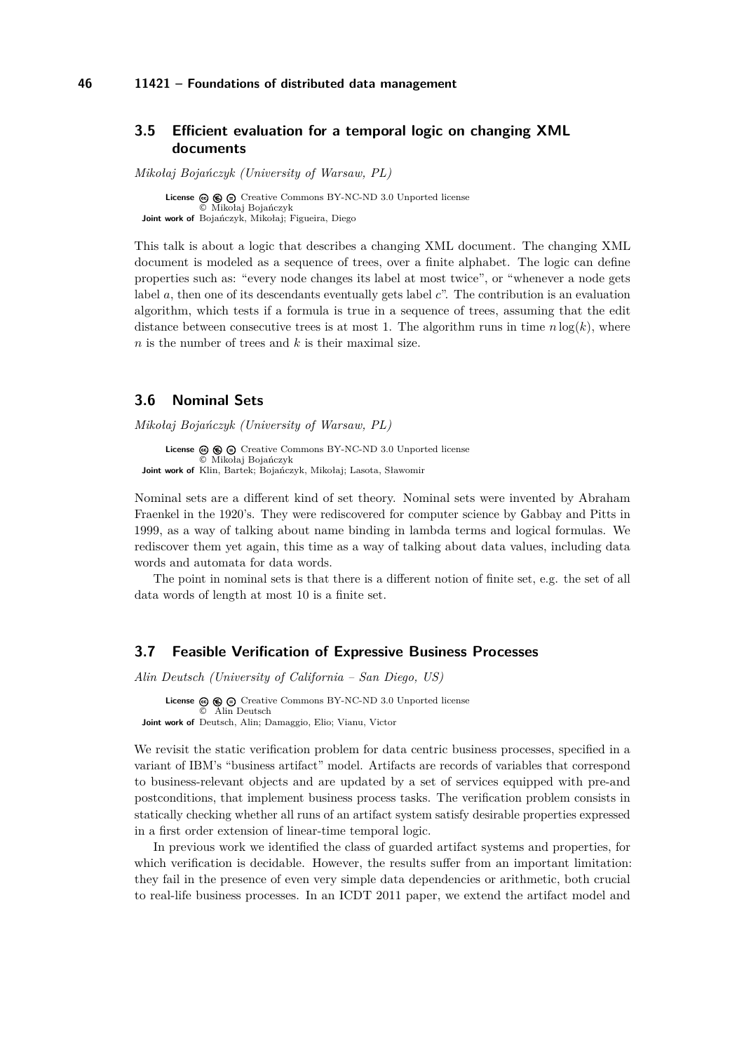### 3.5 Efficient evaluation for a temporal logic on changing XML documents

*Mikołaj Bojańczyk (University of Warsaw, PL)*

**License** Creative Commons BY-NC-ND 3.0 Unported license
© Mikołaj Bojańczyk
**Joint work of** Bojańczyk, Mikołaj; Figueira, Diego

This talk is about a logic that describes a changing XML document. The changing XML document is modeled as a sequence of trees, over a finite alphabet. The logic can define properties such as: "every node changes its label at most twice", or "whenever a node gets label $a$, then one of its descendants eventually gets label $c$". The contribution is an evaluation algorithm, which tests if a formula is true in a sequence of trees, assuming that the edit distance between consecutive trees is at most 1. The algorithm runs in time $n \log(k)$, where $n$ is the number of trees and $k$ is their maximal size.

### 3.6 Nominal Sets

*Mikołaj Bojańczyk (University of Warsaw, PL)*

**License** Creative Commons BY-NC-ND 3.0 Unported license
© Mikołaj Bojańczyk
**Joint work of** Klin, Bartek; Bojańczyk, Mikołaj; Lasota, Sławomir

Nominal sets are a different kind of set theory. Nominal sets were invented by Abraham Fraenkel in the 1920's. They were rediscovered for computer science by Gabbay and Pitts in 1999, as a way of talking about name binding in lambda terms and logical formulas. We rediscover them yet again, this time as a way of talking about data values, including data words and automata for data words.

The point in nominal sets is that there is a different notion of finite set, e.g. the set of all data words of length at most 10 is a finite set.

### 3.7 Feasible Verification of Expressive Business Processes

*Alin Deutsch (University of California – San Diego, US)*

**License** Creative Commons BY-NC-ND 3.0 Unported license
© Alin Deutsch
**Joint work of** Deutsch, Alin; Damaggio, Elio; Vianu, Victor

We revisit the static verification problem for data centric business processes, specified in a variant of IBM's "business artifact" model. Artifacts are records of variables that correspond to business-relevant objects and are updated by a set of services equipped with pre-and postconditions, that implement business process tasks. The verification problem consists in statically checking whether all runs of an artifact system satisfy desirable properties expressed in a first order extension of linear-time temporal logic.

In previous work we identified the class of guarded artifact systems and properties, for which verification is decidable. However, the results suffer from an important limitation: they fail in the presence of even very simple data dependencies or arithmetic, both crucial to real-life business processes. In an ICDT 2011 paper, we extend the artifact model and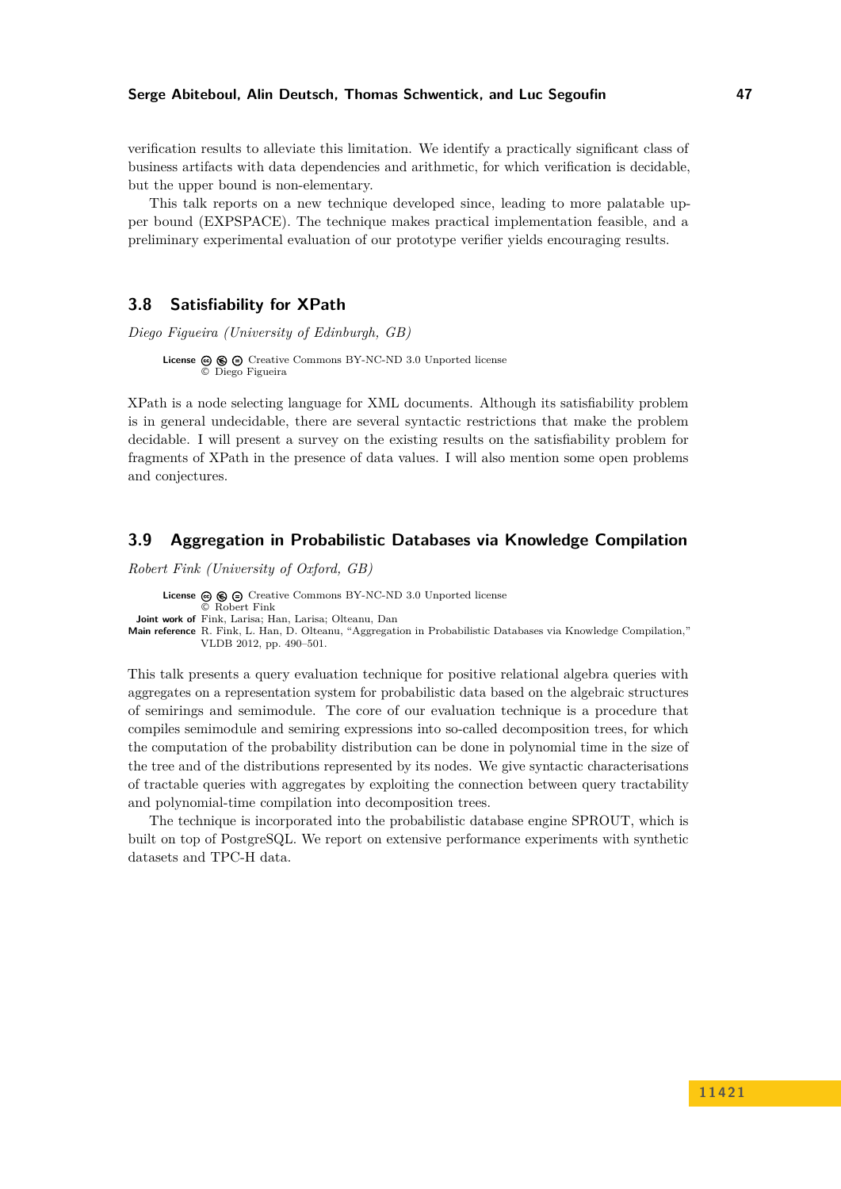verification results to alleviate this limitation. We identify a practically significant class of business artifacts with data dependencies and arithmetic, for which verification is decidable, but the upper bound is non-elementary.

This talk reports on a new technique developed since, leading to more palatable upper bound (EXPSPACE). The technique makes practical implementation feasible, and a preliminary experimental evaluation of our prototype verifier yields encouraging results.

## 3.8 Satisfiability for XPath

*Diego Figueira (University of Edinburgh, GB)*

**License** Creative Commons BY-NC-ND 3.0 Unported license
© Diego Figueira

XPath is a node selecting language for XML documents. Although its satisfiability problem is in general undecidable, there are several syntactic restrictions that make the problem decidable. I will present a survey on the existing results on the satisfiability problem for fragments of XPath in the presence of data values. I will also mention some open problems and conjectures.

## 3.9 Aggregation in Probabilistic Databases via Knowledge Compilation

*Robert Fink (University of Oxford, GB)*

**License** Creative Commons BY-NC-ND 3.0 Unported license
© Robert Fink
**Joint work of** Fink, Larisa; Han, Larisa; Olteanu, Dan
**Main reference** R. Fink, L. Han, D. Olteanu, "Aggregation in Probabilistic Databases via Knowledge Compilation," VLDB 2012, pp. 490–501.

This talk presents a query evaluation technique for positive relational algebra queries with aggregates on a representation system for probabilistic data based on the algebraic structures of semirings and semimodule. The core of our evaluation technique is a procedure that compiles semimodule and semiring expressions into so-called decomposition trees, for which the computation of the probability distribution can be done in polynomial time in the size of the tree and of the distributions represented by its nodes. We give syntactic characterisations of tractable queries with aggregates by exploiting the connection between query tractability and polynomial-time compilation into decomposition trees.

The technique is incorporated into the probabilistic database engine SPROUT, which is built on top of PostgreSQL. We report on extensive performance experiments with synthetic datasets and TPC-H data.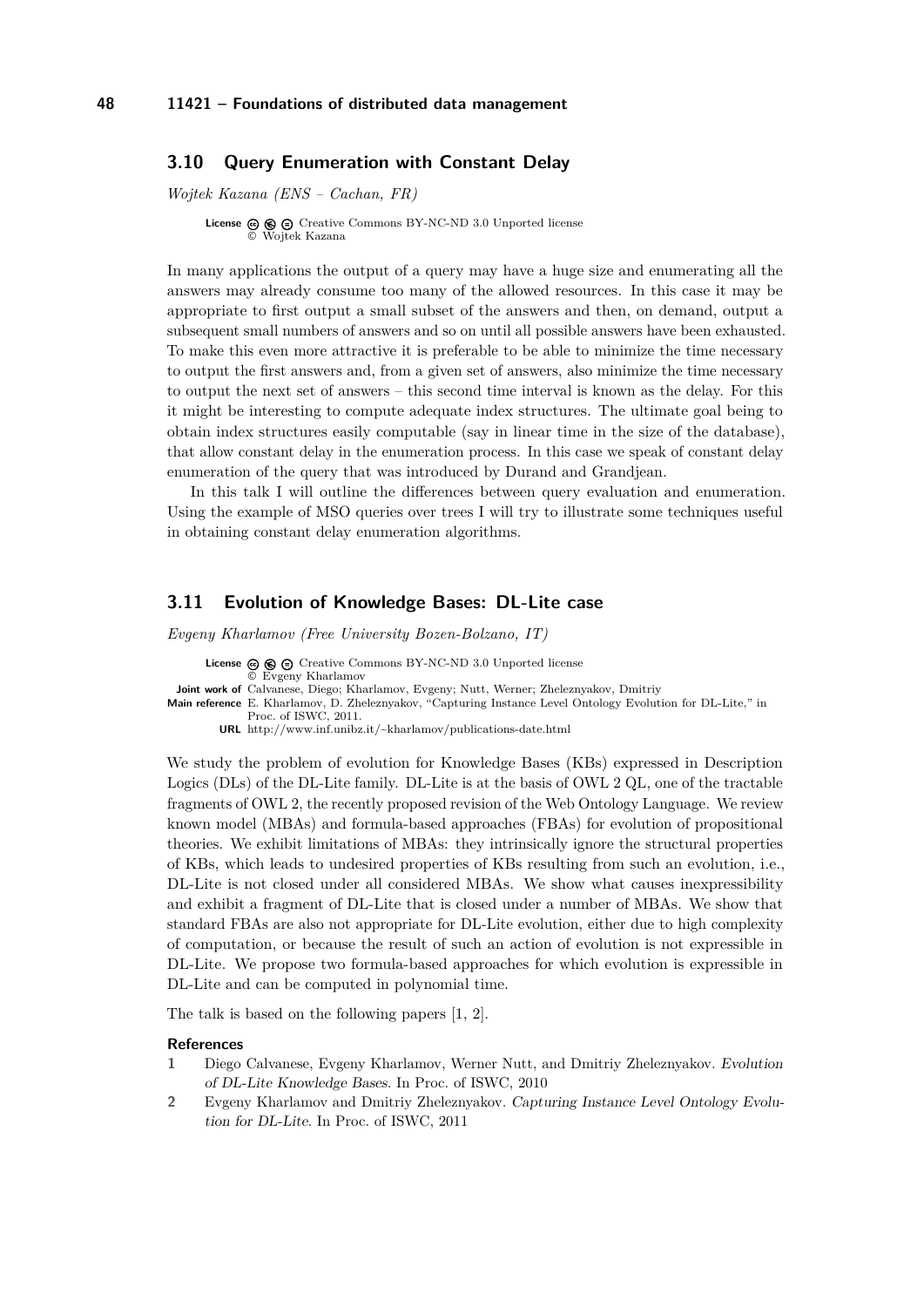### 3.10 Query Enumeration with Constant Delay

*Wojtek Kazana (ENS – Cachan, FR)*

**License** Creative Commons BY-NC-ND 3.0 Unported license
© Wojtek Kazana

In many applications the output of a query may have a huge size and enumerating all the answers may already consume too many of the allowed resources. In this case it may be appropriate to first output a small subset of the answers and then, on demand, output a subsequent small numbers of answers and so on until all possible answers have been exhausted. To make this even more attractive it is preferable to be able to minimize the time necessary to output the first answers and, from a given set of answers, also minimize the time necessary to output the next set of answers – this second time interval is known as the delay. For this it might be interesting to compute adequate index structures. The ultimate goal being to obtain index structures easily computable (say in linear time in the size of the database), that allow constant delay in the enumeration process. In this case we speak of constant delay enumeration of the query that was introduced by Durand and Grandjean.

In this talk I will outline the differences between query evaluation and enumeration. Using the example of MSO queries over trees I will try to illustrate some techniques useful in obtaining constant delay enumeration algorithms.

### 3.11 Evolution of Knowledge Bases: DL-Lite case

*Evgeny Kharlamov (Free University Bozen-Bolzano, IT)*

**License** Creative Commons BY-NC-ND 3.0 Unported license
© Evgeny Kharlamov
**Joint work of** Calvanese, Diego; Kharlamov, Evgeny; Nutt, Werner; Zheleznyakov, Dmitriy
**Main reference** E. Kharlamov, D. Zheleznyakov, "Capturing Instance Level Ontology Evolution for DL-Lite," in Proc. of ISWC, 2011.
**URL** http://www.inf.unibz.it/~kharlamov/publications-date.html

We study the problem of evolution for Knowledge Bases (KBs) expressed in Description Logics (DLs) of the DL-Lite family. DL-Lite is at the basis of OWL 2 QL, one of the tractable fragments of OWL 2, the recently proposed revision of the Web Ontology Language. We review known model (MBAs) and formula-based approaches (FBAs) for evolution of propositional theories. We exhibit limitations of MBAs: they intrinsically ignore the structural properties of KBs, which leads to undesired properties of KBs resulting from such an evolution, i.e., DL-Lite is not closed under all considered MBAs. We show what causes inexpressibility and exhibit a fragment of DL-Lite that is closed under a number of MBAs. We show that standard FBAs are also not appropriate for DL-Lite evolution, either due to high complexity of computation, or because the result of such an action of evolution is not expressible in DL-Lite. We propose two formula-based approaches for which evolution is expressible in DL-Lite and can be computed in polynomial time.

The talk is based on the following papers [1, 2].

#### References

1. Diego Calvanese, Evgeny Kharlamov, Werner Nutt, and Dmitriy Zheleznyakov. *Evolution of DL-Lite Knowledge Bases.* In Proc. of ISWC, 2010
2. Evgeny Kharlamov and Dmitriy Zheleznyakov. *Capturing Instance Level Ontology Evolution for DL-Lite.* In Proc. of ISWC, 2011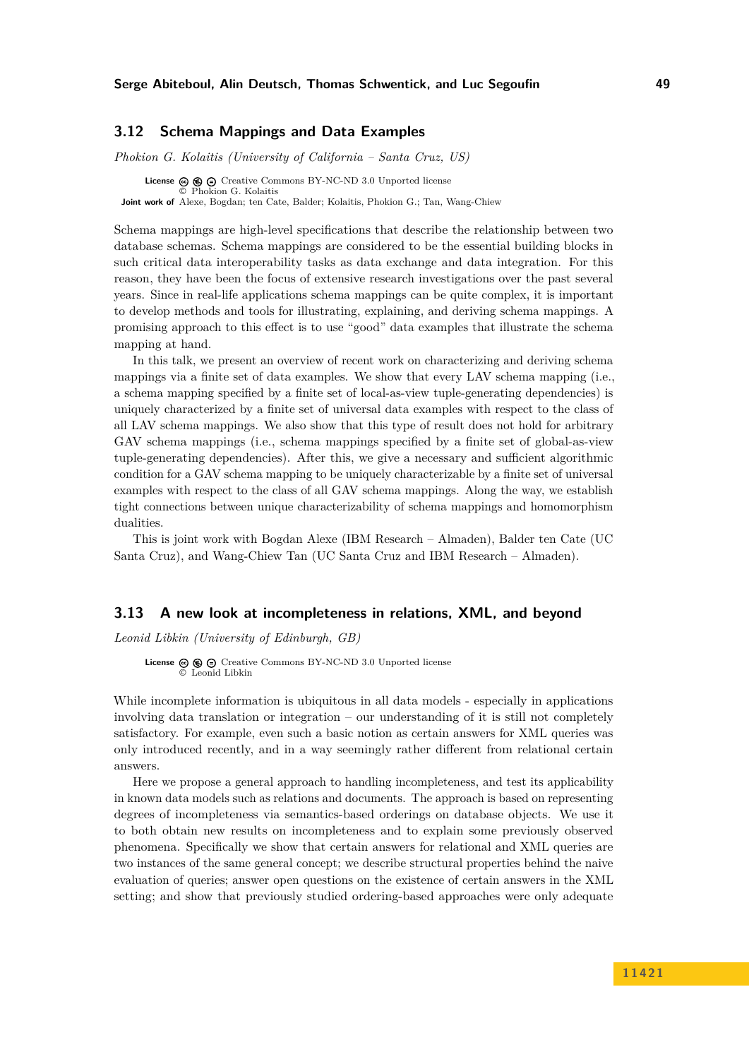### 3.12 Schema Mappings and Data Examples

*Phokion G. Kolaitis (University of California – Santa Cruz, US)*

**License** Creative Commons BY-NC-ND 3.0 Unported license
© Phokion G. Kolaitis
**Joint work of** Alexe, Bogdan; ten Cate, Balder; Kolaitis, Phokion G.; Tan, Wang-Chiew

Schema mappings are high-level specifications that describe the relationship between two database schemas. Schema mappings are considered to be the essential building blocks in such critical data interoperability tasks as data exchange and data integration. For this reason, they have been the focus of extensive research investigations over the past several years. Since in real-life applications schema mappings can be quite complex, it is important to develop methods and tools for illustrating, explaining, and deriving schema mappings. A promising approach to this effect is to use "good" data examples that illustrate the schema mapping at hand.

In this talk, we present an overview of recent work on characterizing and deriving schema mappings via a finite set of data examples. We show that every LAV schema mapping (i.e., a schema mapping specified by a finite set of local-as-view tuple-generating dependencies) is uniquely characterized by a finite set of universal data examples with respect to the class of all LAV schema mappings. We also show that this type of result does not hold for arbitrary GAV schema mappings (i.e., schema mappings specified by a finite set of global-as-view tuple-generating dependencies). After this, we give a necessary and sufficient algorithmic condition for a GAV schema mapping to be uniquely characterizable by a finite set of universal examples with respect to the class of all GAV schema mappings. Along the way, we establish tight connections between unique characterizability of schema mappings and homomorphism dualities.

This is joint work with Bogdan Alexe (IBM Research – Almaden), Balder ten Cate (UC Santa Cruz), and Wang-Chiew Tan (UC Santa Cruz and IBM Research – Almaden).

### 3.13 A new look at incompleteness in relations, XML, and beyond

*Leonid Libkin (University of Edinburgh, GB)*

**License** Creative Commons BY-NC-ND 3.0 Unported license
© Leonid Libkin

While incomplete information is ubiquitous in all data models - especially in applications involving data translation or integration – our understanding of it is still not completely satisfactory. For example, even such a basic notion as certain answers for XML queries was only introduced recently, and in a way seemingly rather different from relational certain answers.

Here we propose a general approach to handling incompleteness, and test its applicability in known data models such as relations and documents. The approach is based on representing degrees of incompleteness via semantics-based orderings on database objects. We use it to both obtain new results on incompleteness and to explain some previously observed phenomena. Specifically we show that certain answers for relational and XML queries are two instances of the same general concept; we describe structural properties behind the naive evaluation of queries; answer open questions on the existence of certain answers in the XML setting; and show that previously studied ordering-based approaches were only adequate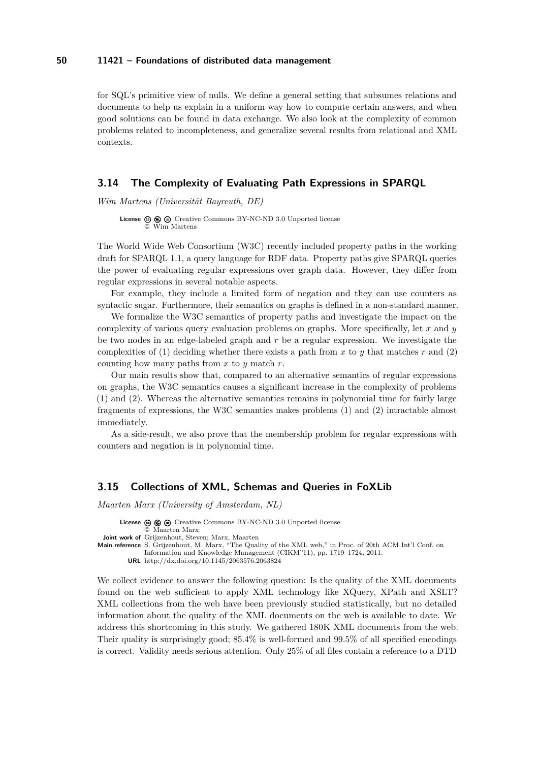for SQL's primitive view of nulls. We define a general setting that subsumes relations and documents to help us explain in a uniform way how to compute certain answers, and when good solutions can be found in data exchange. We also look at the complexity of common problems related to incompleteness, and generalize several results from relational and XML contexts.

## 3.14 The Complexity of Evaluating Path Expressions in SPARQL

*Wim Martens (Universität Bayreuth, DE)*

**License** Creative Commons BY-NC-ND 3.0 Unported license
© Wim Martens

The World Wide Web Consortium (W3C) recently included property paths in the working draft for SPARQL 1.1, a query language for RDF data. Property paths give SPARQL queries the power of evaluating regular expressions over graph data. However, they differ from regular expressions in several notable aspects.

For example, they include a limited form of negation and they can use counters as syntactic sugar. Furthermore, their semantics on graphs is defined in a non-standard manner.

We formalize the W3C semantics of property paths and investigate the impact on the complexity of various query evaluation problems on graphs. More specifically, let $x$ and $y$ be two nodes in an edge-labeled graph and $r$ be a regular expression. We investigate the complexities of (1) deciding whether there exists a path from $x$ to $y$ that matches $r$ and (2) counting how many paths from $x$ to $y$ match $r$.

Our main results show that, compared to an alternative semantics of regular expressions on graphs, the W3C semantics causes a significant increase in the complexity of problems (1) and (2). Whereas the alternative semantics remains in polynomial time for fairly large fragments of expressions, the W3C semantics makes problems (1) and (2) intractable almost immediately.

As a side-result, we also prove that the membership problem for regular expressions with counters and negation is in polynomial time.

## 3.15 Collections of XML, Schemas and Queries in FoXLib

*Maarten Marx (University of Amsterdam, NL)*

**License** Creative Commons BY-NC-ND 3.0 Unported license
© Maarten Marx
**Joint work of** Grijzenhout, Steven; Marx, Maarten
**Main reference** S. Grijzenhout, M. Marx, "The Quality of the XML web," in Proc. of 20th ACM Int'l Conf. on Information and Knowledge Management (CIKM"11), pp. 1719–1724, 2011.
**URL** http://dx.doi.org/10.1145/2063576.2063824

We collect evidence to answer the following question: Is the quality of the XML documents found on the web sufficient to apply XML technology like XQuery, XPath and XSLT? XML collections from the web have been previously studied statistically, but no detailed information about the quality of the XML documents on the web is available to date. We address this shortcoming in this study. We gathered 180K XML documents from the web. Their quality is surprisingly good; 85.4% is well-formed and 99.5% of all specified encodings is correct. Validity needs serious attention. Only 25% of all files contain a reference to a DTD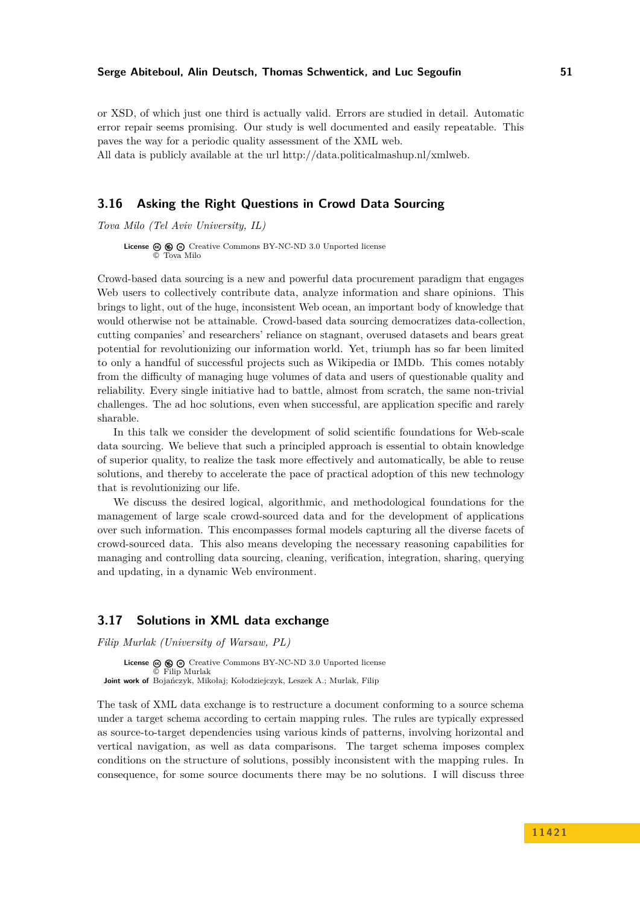or XSD, of which just one third is actually valid. Errors are studied in detail. Automatic error repair seems promising. Our study is well documented and easily repeatable. This paves the way for a periodic quality assessment of the XML web.
All data is publicly available at the url http://data.politicalmashup.nl/xmlweb.

## 3.16 Asking the Right Questions in Crowd Data Sourcing

*Tova Milo (Tel Aviv University, IL)*

**License** Creative Commons BY-NC-ND 3.0 Unported license
© Tova Milo

Crowd-based data sourcing is a new and powerful data procurement paradigm that engages Web users to collectively contribute data, analyze information and share opinions. This brings to light, out of the huge, inconsistent Web ocean, an important body of knowledge that would otherwise not be attainable. Crowd-based data sourcing democratizes data-collection, cutting companies' and researchers' reliance on stagnant, overused datasets and bears great potential for revolutionizing our information world. Yet, triumph has so far been limited to only a handful of successful projects such as Wikipedia or IMDb. This comes notably from the difficulty of managing huge volumes of data and users of questionable quality and reliability. Every single initiative had to battle, almost from scratch, the same non-trivial challenges. The ad hoc solutions, even when successful, are application specific and rarely sharable.

In this talk we consider the development of solid scientific foundations for Web-scale data sourcing. We believe that such a principled approach is essential to obtain knowledge of superior quality, to realize the task more effectively and automatically, be able to reuse solutions, and thereby to accelerate the pace of practical adoption of this new technology that is revolutionizing our life.

We discuss the desired logical, algorithmic, and methodological foundations for the management of large scale crowd-sourced data and for the development of applications over such information. This encompasses formal models capturing all the diverse facets of crowd-sourced data. This also means developing the necessary reasoning capabilities for managing and controlling data sourcing, cleaning, verification, integration, sharing, querying and updating, in a dynamic Web environment.

## 3.17 Solutions in XML data exchange

*Filip Murlak (University of Warsaw, PL)*

**License** Creative Commons BY-NC-ND 3.0 Unported license
© Filip Murlak
**Joint work of** Bojańczyk, Mikołaj; Kołodziejczyk, Leszek A.; Murlak, Filip

The task of XML data exchange is to restructure a document conforming to a source schema under a target schema according to certain mapping rules. The rules are typically expressed as source-to-target dependencies using various kinds of patterns, involving horizontal and vertical navigation, as well as data comparisons. The target schema imposes complex conditions on the structure of solutions, possibly inconsistent with the mapping rules. In consequence, for some source documents there may be no solutions. I will discuss three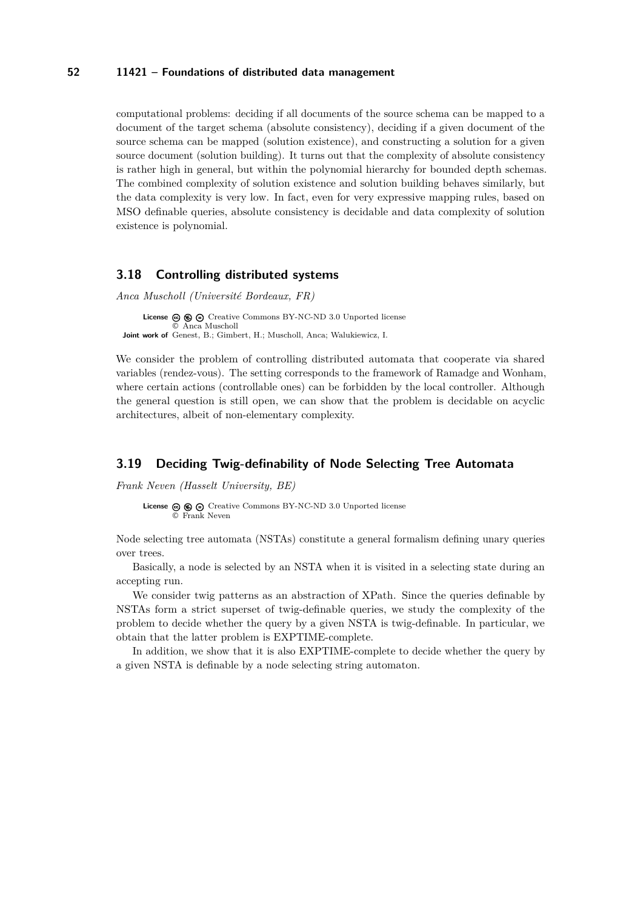computational problems: deciding if all documents of the source schema can be mapped to a document of the target schema (absolute consistency), deciding if a given document of the source schema can be mapped (solution existence), and constructing a solution for a given source document (solution building). It turns out that the complexity of absolute consistency is rather high in general, but within the polynomial hierarchy for bounded depth schemas. The combined complexity of solution existence and solution building behaves similarly, but the data complexity is very low. In fact, even for very expressive mapping rules, based on MSO definable queries, absolute consistency is decidable and data complexity of solution existence is polynomial.

## 3.18 Controlling distributed systems

*Anca Muscholl (Université Bordeaux, FR)*

**License** Creative Commons BY-NC-ND 3.0 Unported license
© Anca Muscholl
**Joint work of** Genest, B.; Gimbert, H.; Muscholl, Anca; Walukiewicz, I.

We consider the problem of controlling distributed automata that cooperate via shared variables (rendez-vous). The setting corresponds to the framework of Ramadge and Wonham, where certain actions (controllable ones) can be forbidden by the local controller. Although the general question is still open, we can show that the problem is decidable on acyclic architectures, albeit of non-elementary complexity.

## 3.19 Deciding Twig-definability of Node Selecting Tree Automata

*Frank Neven (Hasselt University, BE)*

**License** Creative Commons BY-NC-ND 3.0 Unported license
© Frank Neven

Node selecting tree automata (NSTAs) constitute a general formalism defining unary queries over trees.

Basically, a node is selected by an NSTA when it is visited in a selecting state during an accepting run.

We consider twig patterns as an abstraction of XPath. Since the queries definable by NSTAs form a strict superset of twig-definable queries, we study the complexity of the problem to decide whether the query by a given NSTA is twig-definable. In particular, we obtain that the latter problem is EXPTIME-complete.

In addition, we show that it is also EXPTIME-complete to decide whether the query by a given NSTA is definable by a node selecting string automaton.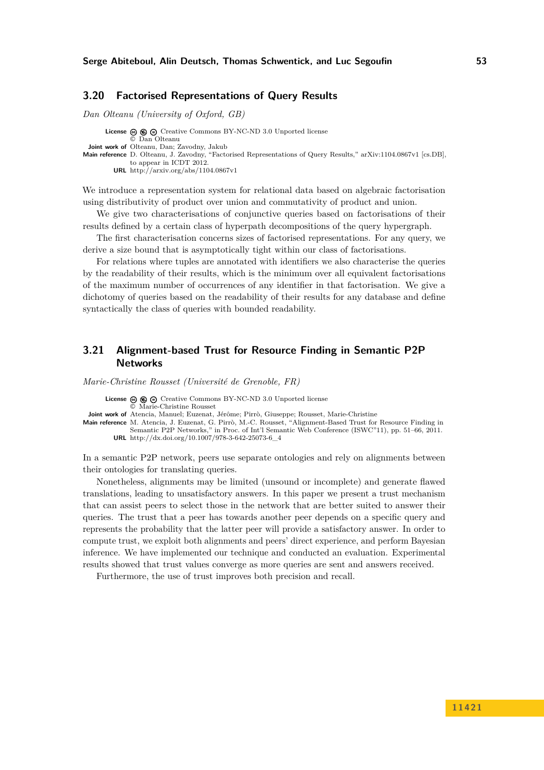### 3.20 Factorised Representations of Query Results

*Dan Olteanu (University of Oxford, GB)*

**License** Creative Commons BY-NC-ND 3.0 Unported license
© Dan Olteanu
**Joint work of** Olteanu, Dan; Zavodny, Jakub
**Main reference** D. Olteanu, J. Zavodny, "Factorised Representations of Query Results," arXiv:1104.0867v1 [cs.DB], to appear in ICDT 2012.
**URL** http://arxiv.org/abs/1104.0867v1

We introduce a representation system for relational data based on algebraic factorisation using distributivity of product over union and commutativity of product and union.

We give two characterisations of conjunctive queries based on factorisations of their results defined by a certain class of hyperpath decompositions of the query hypergraph.

The first characterisation concerns sizes of factorised representations. For any query, we derive a size bound that is asymptotically tight within our class of factorisations.

For relations where tuples are annotated with identifiers we also characterise the queries by the readability of their results, which is the minimum over all equivalent factorisations of the maximum number of occurrences of any identifier in that factorisation. We give a dichotomy of queries based on the readability of their results for any database and define syntactically the class of queries with bounded readability.

### 3.21 Alignment-based Trust for Resource Finding in Semantic P2P Networks

*Marie-Christine Rousset (Université de Grenoble, FR)*

**License** Creative Commons BY-NC-ND 3.0 Unported license
© Marie-Christine Rousset
**Joint work of** Atencia, Manuel; Euzenat, Jérôme; Pirrò, Giuseppe; Rousset, Marie-Christine
**Main reference** M. Atencia, J. Euzenat, G. Pirrò, M.-C. Rousset, "Alignment-Based Trust for Resource Finding in Semantic P2P Networks," in Proc. of Int'l Semantic Web Conference (ISWC"11), pp. 51–66, 2011.
**URL** http://dx.doi.org/10.1007/978-3-642-25073-6_4

In a semantic P2P network, peers use separate ontologies and rely on alignments between their ontologies for translating queries.

Nonetheless, alignments may be limited (unsound or incomplete) and generate flawed translations, leading to unsatisfactory answers. In this paper we present a trust mechanism that can assist peers to select those in the network that are better suited to answer their queries. The trust that a peer has towards another peer depends on a specific query and represents the probability that the latter peer will provide a satisfactory answer. In order to compute trust, we exploit both alignments and peers' direct experience, and perform Bayesian inference. We have implemented our technique and conducted an evaluation. Experimental results showed that trust values converge as more queries are sent and answers received.

Furthermore, the use of trust improves both precision and recall.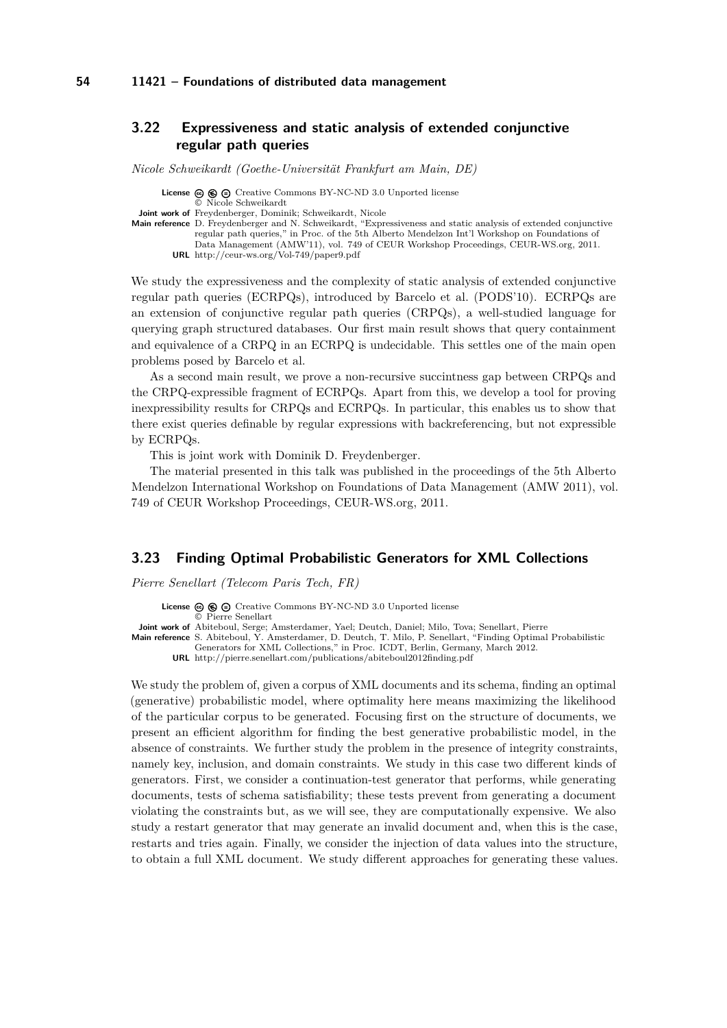### 3.22 Expressiveness and static analysis of extended conjunctive regular path queries

*Nicole Schweikardt (Goethe-Universität Frankfurt am Main, DE)*

**License** Creative Commons BY-NC-ND 3.0 Unported license
© Nicole Schweikardt
**Joint work of** Freydenberger, Dominik; Schweikardt, Nicole
**Main reference** D. Freydenberger and N. Schweikardt, "Expressiveness and static analysis of extended conjunctive regular path queries," in Proc. of the 5th Alberto Mendelzon Int'l Workshop on Foundations of Data Management (AMW'11), vol. 749 of CEUR Workshop Proceedings, CEUR-WS.org, 2011.
**URL** http://ceur-ws.org/Vol-749/paper9.pdf

We study the expressiveness and the complexity of static analysis of extended conjunctive regular path queries (ECRPQs), introduced by Barcelo et al. (PODS'10). ECRPQs are an extension of conjunctive regular path queries (CRPQs), a well-studied language for querying graph structured databases. Our first main result shows that query containment and equivalence of a CRPQ in an ECRPQ is undecidable. This settles one of the main open problems posed by Barcelo et al.

As a second main result, we prove a non-recursive succintness gap between CRPQs and the CRPQ-expressible fragment of ECRPQs. Apart from this, we develop a tool for proving inexpressibility results for CRPQs and ECRPQs. In particular, this enables us to show that there exist queries definable by regular expressions with backreferencing, but not expressible by ECRPQs.

This is joint work with Dominik D. Freydenberger.

The material presented in this talk was published in the proceedings of the 5th Alberto Mendelzon International Workshop on Foundations of Data Management (AMW 2011), vol. 749 of CEUR Workshop Proceedings, CEUR-WS.org, 2011.

### 3.23 Finding Optimal Probabilistic Generators for XML Collections

*Pierre Senellart (Telecom Paris Tech, FR)*

**License** Creative Commons BY-NC-ND 3.0 Unported license
© Pierre Senellart
**Joint work of** Abiteboul, Serge; Amsterdamer, Yael; Deutch, Daniel; Milo, Tova; Senellart, Pierre
**Main reference** S. Abiteboul, Y. Amsterdamer, D. Deutch, T. Milo, P. Senellart, "Finding Optimal Probabilistic Generators for XML Collections," in Proc. ICDT, Berlin, Germany, March 2012.
**URL** http://pierre.senellart.com/publications/abiteboul2012finding.pdf

We study the problem of, given a corpus of XML documents and its schema, finding an optimal (generative) probabilistic model, where optimality here means maximizing the likelihood of the particular corpus to be generated. Focusing first on the structure of documents, we present an efficient algorithm for finding the best generative probabilistic model, in the absence of constraints. We further study the problem in the presence of integrity constraints, namely key, inclusion, and domain constraints. We study in this case two different kinds of generators. First, we consider a continuation-test generator that performs, while generating documents, tests of schema satisfiability; these tests prevent from generating a document violating the constraints but, as we will see, they are computationally expensive. We also study a restart generator that may generate an invalid document and, when this is the case, restarts and tries again. Finally, we consider the injection of data values into the structure, to obtain a full XML document. We study different approaches for generating these values.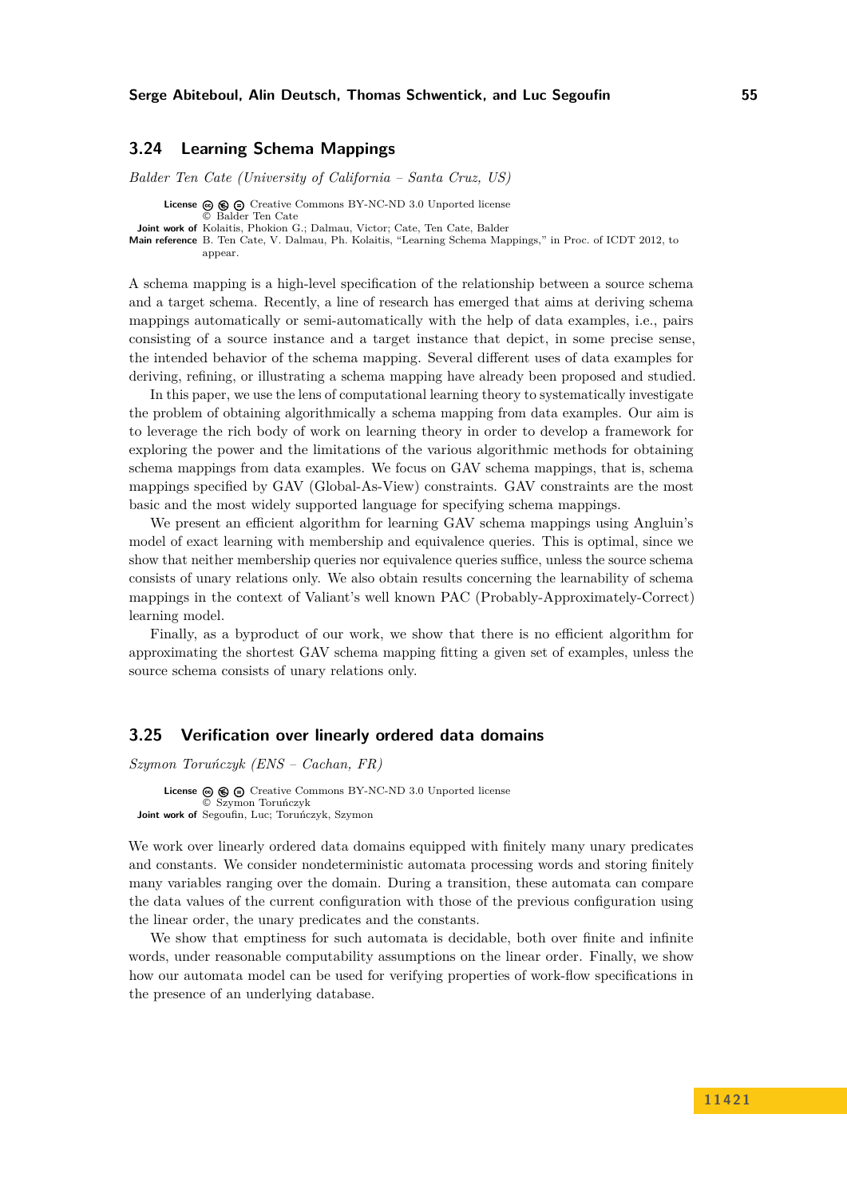### 3.24 Learning Schema Mappings

*Balder Ten Cate (University of California – Santa Cruz, US)*

**License** Creative Commons BY-NC-ND 3.0 Unported license
© Balder Ten Cate
**Joint work of** Kolaitis, Phokion G.; Dalmau, Victor; Cate, Ten Cate, Balder
**Main reference** B. Ten Cate, V. Dalmau, Ph. Kolaitis, "Learning Schema Mappings," in Proc. of ICDT 2012, to appear.

A schema mapping is a high-level specification of the relationship between a source schema and a target schema. Recently, a line of research has emerged that aims at deriving schema mappings automatically or semi-automatically with the help of data examples, i.e., pairs consisting of a source instance and a target instance that depict, in some precise sense, the intended behavior of the schema mapping. Several different uses of data examples for deriving, refining, or illustrating a schema mapping have already been proposed and studied.

In this paper, we use the lens of computational learning theory to systematically investigate the problem of obtaining algorithmically a schema mapping from data examples. Our aim is to leverage the rich body of work on learning theory in order to develop a framework for exploring the power and the limitations of the various algorithmic methods for obtaining schema mappings from data examples. We focus on GAV schema mappings, that is, schema mappings specified by GAV (Global-As-View) constraints. GAV constraints are the most basic and the most widely supported language for specifying schema mappings.

We present an efficient algorithm for learning GAV schema mappings using Angluin's model of exact learning with membership and equivalence queries. This is optimal, since we show that neither membership queries nor equivalence queries suffice, unless the source schema consists of unary relations only. We also obtain results concerning the learnability of schema mappings in the context of Valiant's well known PAC (Probably-Approximately-Correct) learning model.

Finally, as a byproduct of our work, we show that there is no efficient algorithm for approximating the shortest GAV schema mapping fitting a given set of examples, unless the source schema consists of unary relations only.

### 3.25 Verification over linearly ordered data domains

*Szymon Toruńczyk (ENS – Cachan, FR)*

**License** Creative Commons BY-NC-ND 3.0 Unported license
© Szymon Toruńczyk
**Joint work of** Segoufin, Luc; Toruńczyk, Szymon

We work over linearly ordered data domains equipped with finitely many unary predicates and constants. We consider nondeterministic automata processing words and storing finitely many variables ranging over the domain. During a transition, these automata can compare the data values of the current configuration with those of the previous configuration using the linear order, the unary predicates and the constants.

We show that emptiness for such automata is decidable, both over finite and infinite words, under reasonable computability assumptions on the linear order. Finally, we show how our automata model can be used for verifying properties of work-flow specifications in the presence of an underlying database.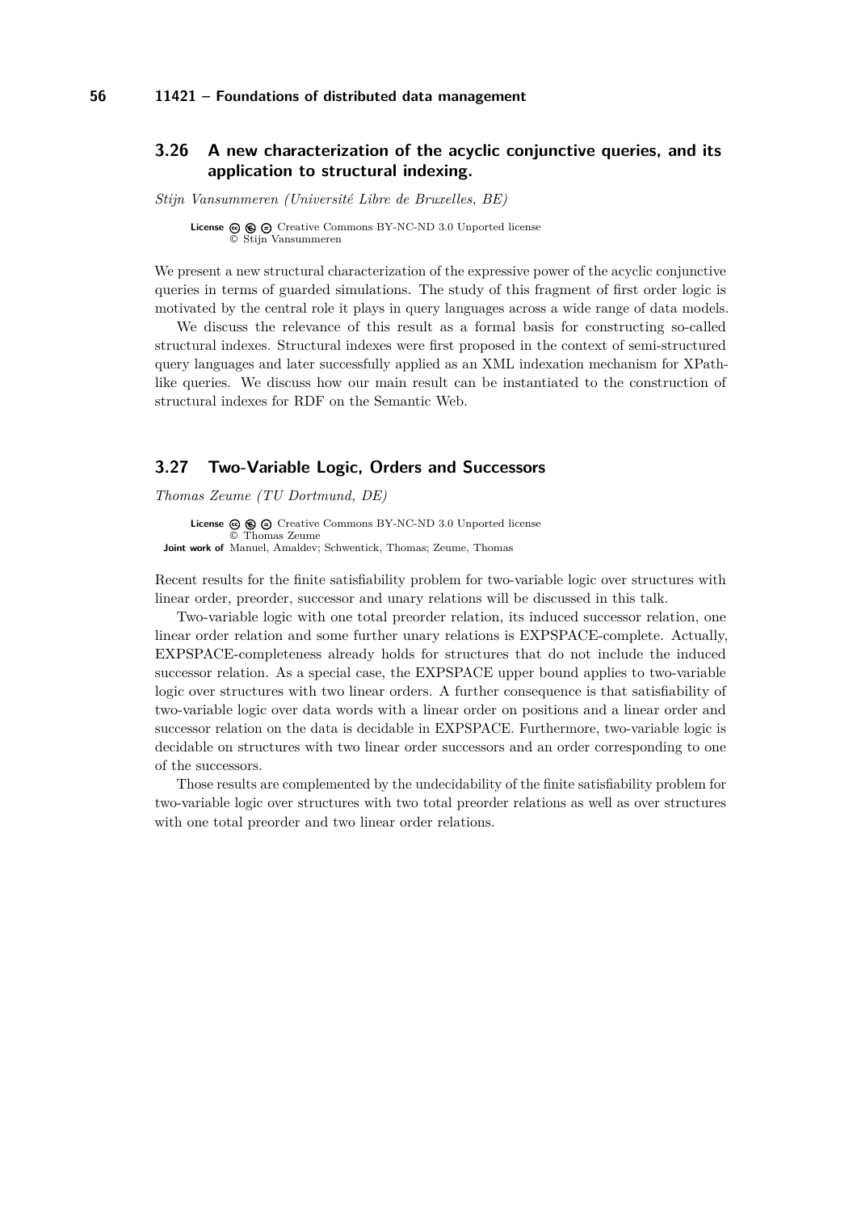### 3.26 A new characterization of the acyclic conjunctive queries, and its application to structural indexing.

*Stijn Vansummeren (Université Libre de Bruxelles, BE)*

**License** Creative Commons BY-NC-ND 3.0 Unported license
© Stijn Vansummeren

We present a new structural characterization of the expressive power of the acyclic conjunctive queries in terms of guarded simulations. The study of this fragment of first order logic is motivated by the central role it plays in query languages across a wide range of data models.

We discuss the relevance of this result as a formal basis for constructing so-called structural indexes. Structural indexes were first proposed in the context of semi-structured query languages and later successfully applied as an XML indexation mechanism for XPath-like queries. We discuss how our main result can be instantiated to the construction of structural indexes for RDF on the Semantic Web.

### 3.27 Two-Variable Logic, Orders and Successors

*Thomas Zeume (TU Dortmund, DE)*

**License** Creative Commons BY-NC-ND 3.0 Unported license
© Thomas Zeume
**Joint work of** Manuel, Amaldev; Schwentick, Thomas; Zeume, Thomas

Recent results for the finite satisfiability problem for two-variable logic over structures with linear order, preorder, successor and unary relations will be discussed in this talk.

Two-variable logic with one total preorder relation, its induced successor relation, one linear order relation and some further unary relations is EXPSPACE-complete. Actually, EXPSPACE-completeness already holds for structures that do not include the induced successor relation. As a special case, the EXPSPACE upper bound applies to two-variable logic over structures with two linear orders. A further consequence is that satisfiability of two-variable logic over data words with a linear order on positions and a linear order and successor relation on the data is decidable in EXPSPACE. Furthermore, two-variable logic is decidable on structures with two linear order successors and an order corresponding to one of the successors.

Those results are complemented by the undecidability of the finite satisfiability problem for two-variable logic over structures with two total preorder relations as well as over structures with one total preorder and two linear order relations.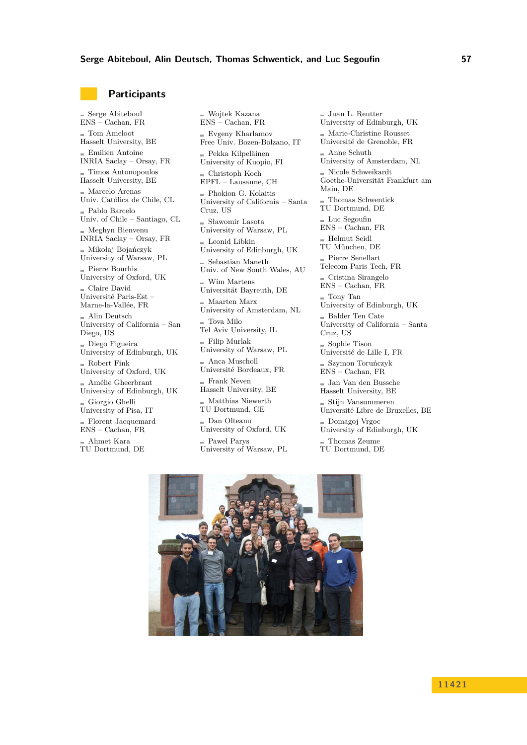## Participants

- Serge Abiteboul
ENS – Cachan, FR
- Tom Ameloot
Hasselt University, BE
- Emilien Antoine
INRIA Saclay – Orsay, FR
- Timos Antonopoulos
Hasselt University, BE
- Marcelo Arenas
Univ. Católica de Chile, CL
- Pablo Barcelo
Univ. of Chile – Santiago, CL
- Meghyn Bienvenu
INRIA Saclay – Orsay, FR
- Mikołaj Bojańczyk
University of Warsaw, PL
- Pierre Bourhis
University of Oxford, UK
- Claire David
Université Paris-Est – Marne-la-Vallée, FR
- Alin Deutsch
University of California – San Diego, US
- Diego Figueira
University of Edinburgh, UK
- Robert Fink
University of Oxford, UK
- Amélie Gheerbrant
University of Edinburgh, UK
- Giorgio Ghelli
University of Pisa, IT
- Florent Jacquemard
ENS – Cachan, FR
- Ahmet Kara
TU Dortmund, DE
- Wojtek Kazana
ENS – Cachan, FR
- Evgeny Kharlamov
Free Univ. Bozen-Bolzano, IT
- Pekka Kilpeläinen
University of Kuopio, FI
- Christoph Koch
EPFL – Lausanne, CH
- Phokion G. Kolaitis
University of California – Santa Cruz, US
- Sławomir Lasota
University of Warsaw, PL
- Leonid Libkin
University of Edinburgh, UK
- Sebastian Maneth
Univ. of New South Wales, AU
- Wim Martens
Universität Bayreuth, DE
- Maarten Marx
University of Amsterdam, NL
- Tova Milo
Tel Aviv University, IL
- Filip Murlak
University of Warsaw, PL
- Anca Muscholl
Université Bordeaux, FR
- Frank Neven
Hasselt University, BE
- Matthias Niewerth
TU Dortmund, GE
- Dan Olteanu
University of Oxford, UK
- Pawel Parys
University of Warsaw, PL
- Juan L. Reutter
University of Edinburgh, UK
- Marie-Christine Rousset
Université de Grenoble, FR
- Anne Schuth
University of Amsterdam, NL
- Nicole Schweikardt
Goethe-Universität Frankfurt am Main, DE
- Thomas Schwentick
TU Dortmund, DE
- Luc Segoufin
ENS – Cachan, FR
- Helmut Seidl
TU München, DE
- Pierre Senellart
Telecom Paris Tech, FR
- Cristina Sirangelo
ENS – Cachan, FR
- Tony Tan
University of Edinburgh, UK
- Balder Ten Cate
University of California – Santa Cruz, US
- Sophie Tison
Université de Lille I, FR
- Szymon Toruńczyk
ENS – Cachan, FR
- Jan Van den Bussche
Hasselt University, BE
- Stijn Vansummeren
Université Libre de Bruxelles, BE
- Domagoj Vrgoc
University of Edinburgh, UK
- Thomas Zeume
TU Dortmund, DE